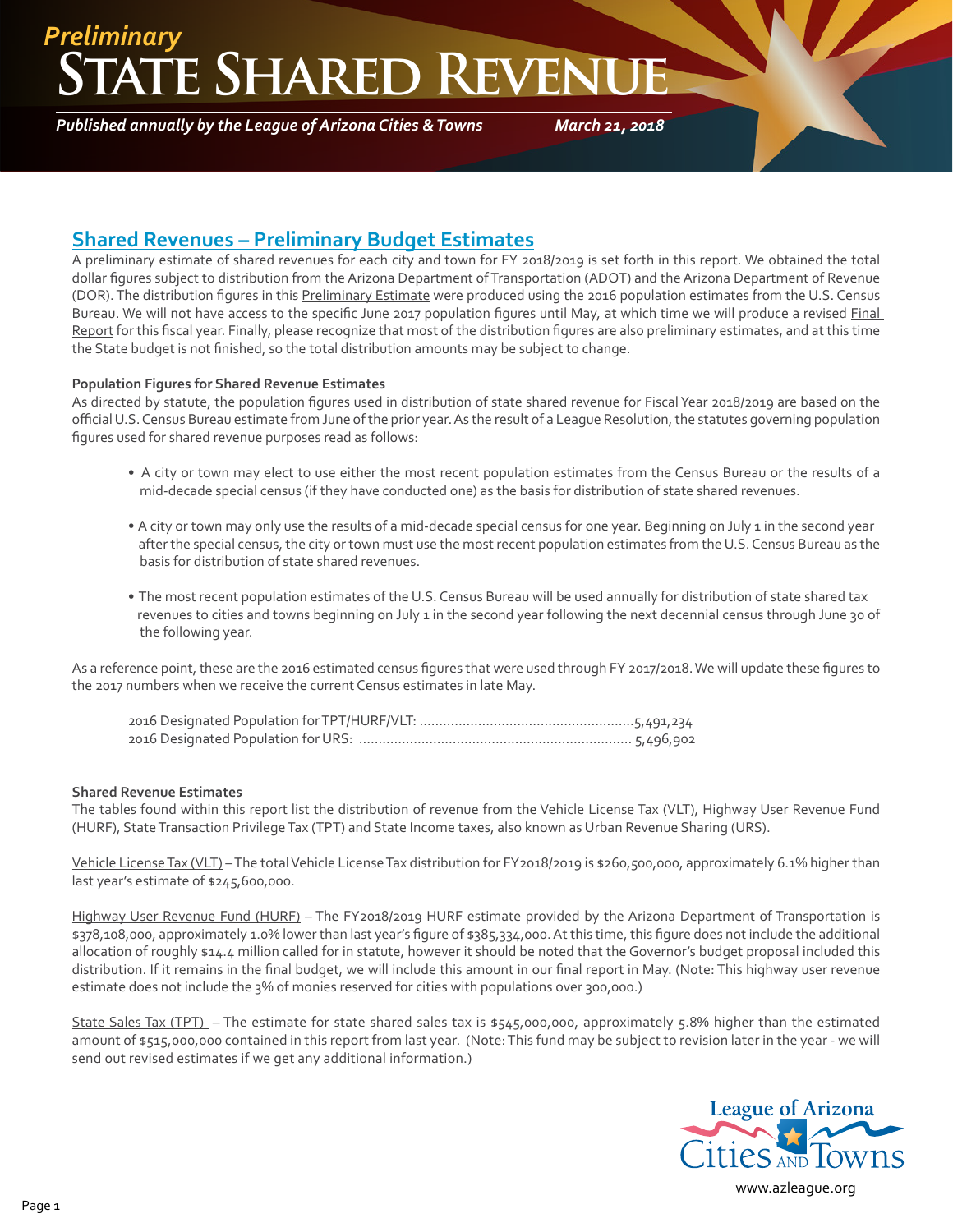*Preliminary*

# State Shared Revenue

*Published annually by the League of Arizona Cities & Towns* *March 21, 2018*

## Shared Revenues – Preliminary Budget Estimates

A preliminary estimate of shared revenues for each city and town for FY 2018/2019 is set forth in this report. We obtained the total dollar figures subject to distribution from the Arizona Department of Transportation (ADOT) and the Arizona Department of Revenue (DOR). The distribution figures in this Preliminary Estimate were produced using the 2016 population estimates from the U.S. Census Bureau. We will not have access to the specific June 2017 population figures until May, at which time we will produce a revised Final Report for this fiscal year. Finally, please recognize that most of the distribution figures are also preliminary estimates, and at this time the State budget is not finished, so the total distribution amounts may be subject to change.

**Population Figures for Shared Revenue Estimates**

As directed by statute, the population figures used in distribution of state shared revenue for Fiscal Year 2018/2019 are based on the official U.S. Census Bureau estimate from June of the prior year. As the result of a League Resolution, the statutes governing population figures used for shared revenue purposes read as follows:

- A city or town may elect to use either the most recent population estimates from the Census Bureau or the results of a mid-decade special census (if they have conducted one) as the basis for distribution of state shared revenues.
- A city or town may only use the results of a mid-decade special census for one year. Beginning on July 1 in the second year after the special census, the city or town must use the most recent population estimates from the U.S. Census Bureau as the basis for distribution of state shared revenues.
- The most recent population estimates of the U.S. Census Bureau will be used annually for distribution of state shared tax revenues to cities and towns beginning on July 1 in the second year following the next decennial census through June 30 of the following year.

As a reference point, these are the 2016 estimated census figures that were used through FY 2017/2018. We will update these figures to the 2017 numbers when we receive the current Census estimates in late May.

2016 Designated Population for TPT/HURF/VLT: ........................................................5,491,234
2016 Designated Population for URS: ...................................................................... 5,496,902

**Shared Revenue Estimates**

The tables found within this report list the distribution of revenue from the Vehicle License Tax (VLT), Highway User Revenue Fund (HURF), State Transaction Privilege Tax (TPT) and State Income taxes, also known as Urban Revenue Sharing (URS).

Vehicle License Tax (VLT) – The total Vehicle License Tax distribution for FY2018/2019 is $260,500,000, approximately 6.1% higher than last year's estimate of $245,600,000.

Highway User Revenue Fund (HURF) – The FY2018/2019 HURF estimate provided by the Arizona Department of Transportation is $378,108,000, approximately 1.0% lower than last year's figure of $385,334,000. At this time, this figure does not include the additional allocation of roughly $14.4 million called for in statute, however it should be noted that the Governor's budget proposal included this distribution. If it remains in the final budget, we will include this amount in our final report in May. (Note: This highway user revenue estimate does not include the 3% of monies reserved for cities with populations over 300,000.)

State Sales Tax (TPT) – The estimate for state shared sales tax is $545,000,000, approximately 5.8% higher than the estimated amount of $515,000,000 contained in this report from last year. (Note: This fund may be subject to revision later in the year - we will send out revised estimates if we get any additional information.)

League of Arizona Cities and Towns

www.azleague.org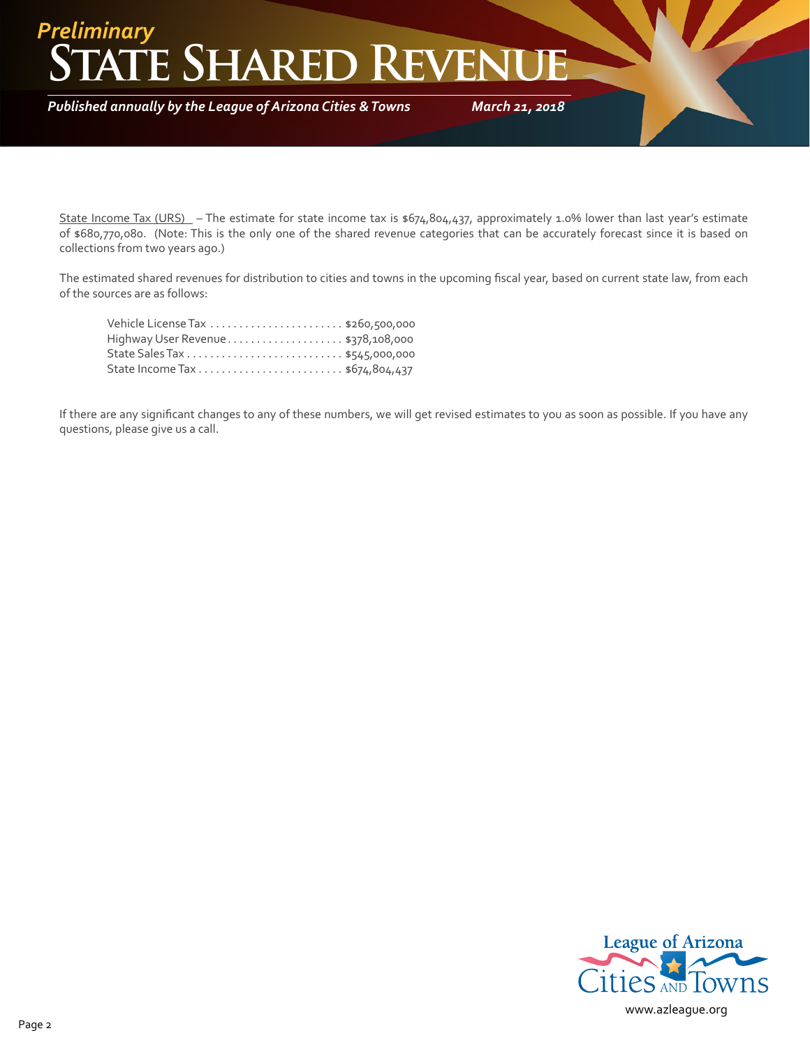# *Preliminary*
# State Shared Revenue

*Published annually by the League of Arizona Cities & Towns* *March 21, 2018*

State Income Tax (URS) – The estimate for state income tax is $674,804,437, approximately 1.0% lower than last year's estimate of $680,770,080. (Note: This is the only one of the shared revenue categories that can be accurately forecast since it is based on collections from two years ago.)

The estimated shared revenues for distribution to cities and towns in the upcoming fiscal year, based on current state law, from each of the sources are as follows:

| | |
|---|---|
| Vehicle License Tax | $260,500,000 |
| Highway User Revenue | $378,108,000 |
| State Sales Tax | $545,000,000 |
| State Income Tax | $674,804,437 |

If there are any significant changes to any of these numbers, we will get revised estimates to you as soon as possible. If you have any questions, please give us a call.

League of Arizona Cities and Towns

www.azleague.org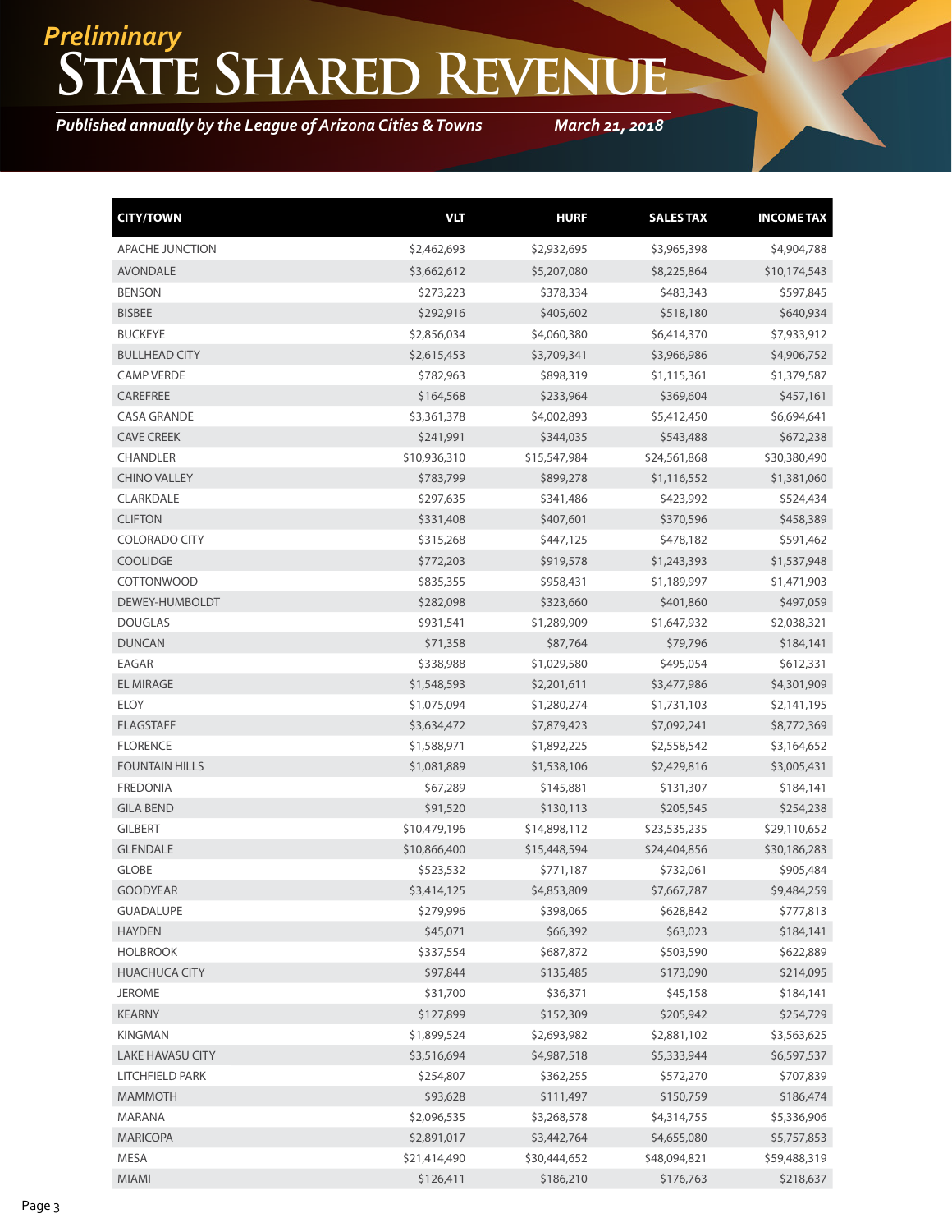*Preliminary*

# State Shared Revenue

***Published annually by the League of Arizona Cities & Towns*** ***March 21, 2018***

| CITY/TOWN | VLT | HURF | SALES TAX | INCOME TAX |
|---|---|---|---|---|
| APACHE JUNCTION | $2,462,693 | $2,932,695 | $3,965,398 | $4,904,788 |
| AVONDALE | $3,662,612 | $5,207,080 | $8,225,864 | $10,174,543 |
| BENSON | $273,223 | $378,334 | $483,343 | $597,845 |
| BISBEE | $292,916 | $405,602 | $518,180 | $640,934 |
| BUCKEYE | $2,856,034 | $4,060,380 | $6,414,370 | $7,933,912 |
| BULLHEAD CITY | $2,615,453 | $3,709,341 | $3,966,986 | $4,906,752 |
| CAMP VERDE | $782,963 | $898,319 | $1,115,361 | $1,379,587 |
| CAREFREE | $164,568 | $233,964 | $369,604 | $457,161 |
| CASA GRANDE | $3,361,378 | $4,002,893 | $5,412,450 | $6,694,641 |
| CAVE CREEK | $241,991 | $344,035 | $543,488 | $672,238 |
| CHANDLER | $10,936,310 | $15,547,984 | $24,561,868 | $30,380,490 |
| CHINO VALLEY | $783,799 | $899,278 | $1,116,552 | $1,381,060 |
| CLARKDALE | $297,635 | $341,486 | $423,992 | $524,434 |
| CLIFTON | $331,408 | $407,601 | $370,596 | $458,389 |
| COLORADO CITY | $315,268 | $447,125 | $478,182 | $591,462 |
| COOLIDGE | $772,203 | $919,578 | $1,243,393 | $1,537,948 |
| COTTONWOOD | $835,355 | $958,431 | $1,189,997 | $1,471,903 |
| DEWEY-HUMBOLDT | $282,098 | $323,660 | $401,860 | $497,059 |
| DOUGLAS | $931,541 | $1,289,909 | $1,647,932 | $2,038,321 |
| DUNCAN | $71,358 | $87,764 | $79,796 | $184,141 |
| EAGAR | $338,988 | $1,029,580 | $495,054 | $612,331 |
| EL MIRAGE | $1,548,593 | $2,201,611 | $3,477,986 | $4,301,909 |
| ELOY | $1,075,094 | $1,280,274 | $1,731,103 | $2,141,195 |
| FLAGSTAFF | $3,634,472 | $7,879,423 | $7,092,241 | $8,772,369 |
| FLORENCE | $1,588,971 | $1,892,225 | $2,558,542 | $3,164,652 |
| FOUNTAIN HILLS | $1,081,889 | $1,538,106 | $2,429,816 | $3,005,431 |
| FREDONIA | $67,289 | $145,881 | $131,307 | $184,141 |
| GILA BEND | $91,520 | $130,113 | $205,545 | $254,238 |
| GILBERT | $10,479,196 | $14,898,112 | $23,535,235 | $29,110,652 |
| GLENDALE | $10,866,400 | $15,448,594 | $24,404,856 | $30,186,283 |
| GLOBE | $523,532 | $771,187 | $732,061 | $905,484 |
| GOODYEAR | $3,414,125 | $4,853,809 | $7,667,787 | $9,484,259 |
| GUADALUPE | $279,996 | $398,065 | $628,842 | $777,813 |
| HAYDEN | $45,071 | $66,392 | $63,023 | $184,141 |
| HOLBROOK | $337,554 | $687,872 | $503,590 | $622,889 |
| HUACHUCA CITY | $97,844 | $135,485 | $173,090 | $214,095 |
| JEROME | $31,700 | $36,371 | $45,158 | $184,141 |
| KEARNY | $127,899 | $152,309 | $205,942 | $254,729 |
| KINGMAN | $1,899,524 | $2,693,982 | $2,881,102 | $3,563,625 |
| LAKE HAVASU CITY | $3,516,694 | $4,987,518 | $5,333,944 | $6,597,537 |
| LITCHFIELD PARK | $254,807 | $362,255 | $572,270 | $707,839 |
| MAMMOTH | $93,628 | $111,497 | $150,759 | $186,474 |
| MARANA | $2,096,535 | $3,268,578 | $4,314,755 | $5,336,906 |
| MARICOPA | $2,891,017 | $3,442,764 | $4,655,080 | $5,757,853 |
| MESA | $21,414,490 | $30,444,652 | $48,094,821 | $59,488,319 |
| MIAMI | $126,411 | $186,210 | $176,763 | $218,637 |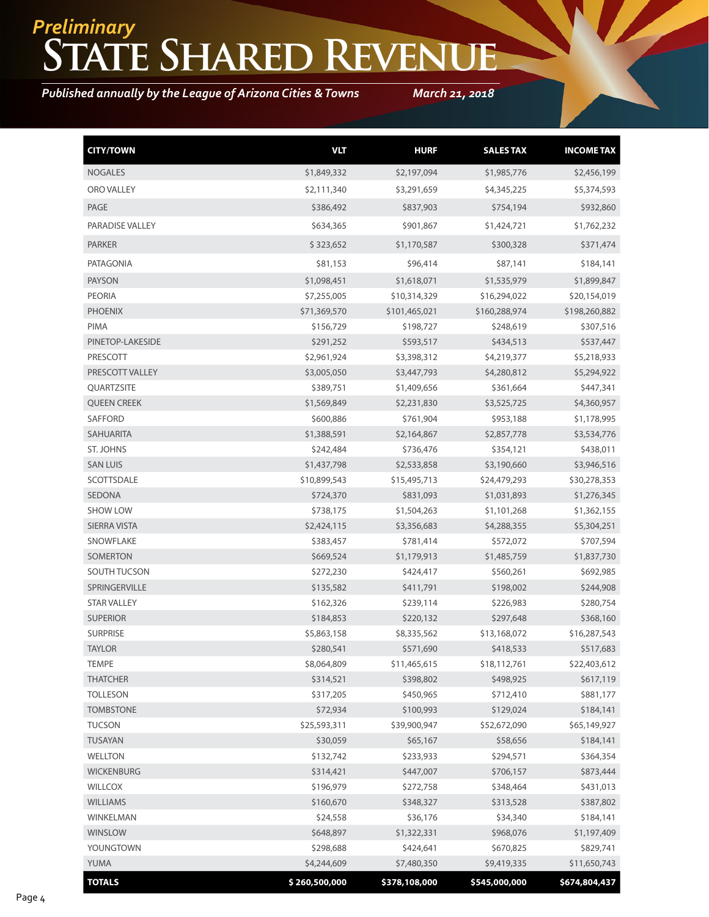*Preliminary*

# State Shared Revenue

***Published annually by the League of Arizona Cities & Towns*** ***March 21, 2018***

| CITY/TOWN | VLT | HURF | SALES TAX | INCOME TAX |
|---|---|---|---|---|
| NOGALES | $1,849,332 | $2,197,094 | $1,985,776 | $2,456,199 |
| ORO VALLEY | $2,111,340 | $3,291,659 | $4,345,225 | $5,374,593 |
| PAGE | $386,492 | $837,903 | $754,194 | $932,860 |
| PARADISE VALLEY | $634,365 | $901,867 | $1,424,721 | $1,762,232 |
| PARKER | $ 323,652 | $1,170,587 | $300,328 | $371,474 |
| PATAGONIA | $81,153 | $96,414 | $87,141 | $184,141 |
| PAYSON | $1,098,451 | $1,618,071 | $1,535,979 | $1,899,847 |
| PEORIA | $7,255,005 | $10,314,329 | $16,294,022 | $20,154,019 |
| PHOENIX | $71,369,570 | $101,465,021 | $160,288,974 | $198,260,882 |
| PIMA | $156,729 | $198,727 | $248,619 | $307,516 |
| PINETOP-LAKESIDE | $291,252 | $593,517 | $434,513 | $537,447 |
| PRESCOTT | $2,961,924 | $3,398,312 | $4,219,377 | $5,218,933 |
| PRESCOTT VALLEY | $3,005,050 | $3,447,793 | $4,280,812 | $5,294,922 |
| QUARTZSITE | $389,751 | $1,409,656 | $361,664 | $447,341 |
| QUEEN CREEK | $1,569,849 | $2,231,830 | $3,525,725 | $4,360,957 |
| SAFFORD | $600,886 | $761,904 | $953,188 | $1,178,995 |
| SAHUARITA | $1,388,591 | $2,164,867 | $2,857,778 | $3,534,776 |
| ST. JOHNS | $242,484 | $736,476 | $354,121 | $438,011 |
| SAN LUIS | $1,437,798 | $2,533,858 | $3,190,660 | $3,946,516 |
| SCOTTSDALE | $10,899,543 | $15,495,713 | $24,479,293 | $30,278,353 |
| SEDONA | $724,370 | $831,093 | $1,031,893 | $1,276,345 |
| SHOW LOW | $738,175 | $1,504,263 | $1,101,268 | $1,362,155 |
| SIERRA VISTA | $2,424,115 | $3,356,683 | $4,288,355 | $5,304,251 |
| SNOWFLAKE | $383,457 | $781,414 | $572,072 | $707,594 |
| SOMERTON | $669,524 | $1,179,913 | $1,485,759 | $1,837,730 |
| SOUTH TUCSON | $272,230 | $424,417 | $560,261 | $692,985 |
| SPRINGERVILLE | $135,582 | $411,791 | $198,002 | $244,908 |
| STAR VALLEY | $162,326 | $239,114 | $226,983 | $280,754 |
| SUPERIOR | $184,853 | $220,132 | $297,648 | $368,160 |
| SURPRISE | $5,863,158 | $8,335,562 | $13,168,072 | $16,287,543 |
| TAYLOR | $280,541 | $571,690 | $418,533 | $517,683 |
| TEMPE | $8,064,809 | $11,465,615 | $18,112,761 | $22,403,612 |
| THATCHER | $314,521 | $398,802 | $498,925 | $617,119 |
| TOLLESON | $317,205 | $450,965 | $712,410 | $881,177 |
| TOMBSTONE | $72,934 | $100,993 | $129,024 | $184,141 |
| TUCSON | $25,593,311 | $39,900,947 | $52,672,090 | $65,149,927 |
| TUSAYAN | $30,059 | $65,167 | $58,656 | $184,141 |
| WELLTON | $132,742 | $233,933 | $294,571 | $364,354 |
| WICKENBURG | $314,421 | $447,007 | $706,157 | $873,444 |
| WILLCOX | $196,979 | $272,758 | $348,464 | $431,013 |
| WILLIAMS | $160,670 | $348,327 | $313,528 | $387,802 |
| WINKELMAN | $24,558 | $36,176 | $34,340 | $184,141 |
| WINSLOW | $648,897 | $1,322,331 | $968,076 | $1,197,409 |
| YOUNGTOWN | $298,688 | $424,641 | $670,825 | $829,741 |
| YUMA | $4,244,609 | $7,480,350 | $9,419,335 | $11,650,743 |
| **TOTALS** | **$ 260,500,000** | **$378,108,000** | **$545,000,000** | **$674,804,437** |